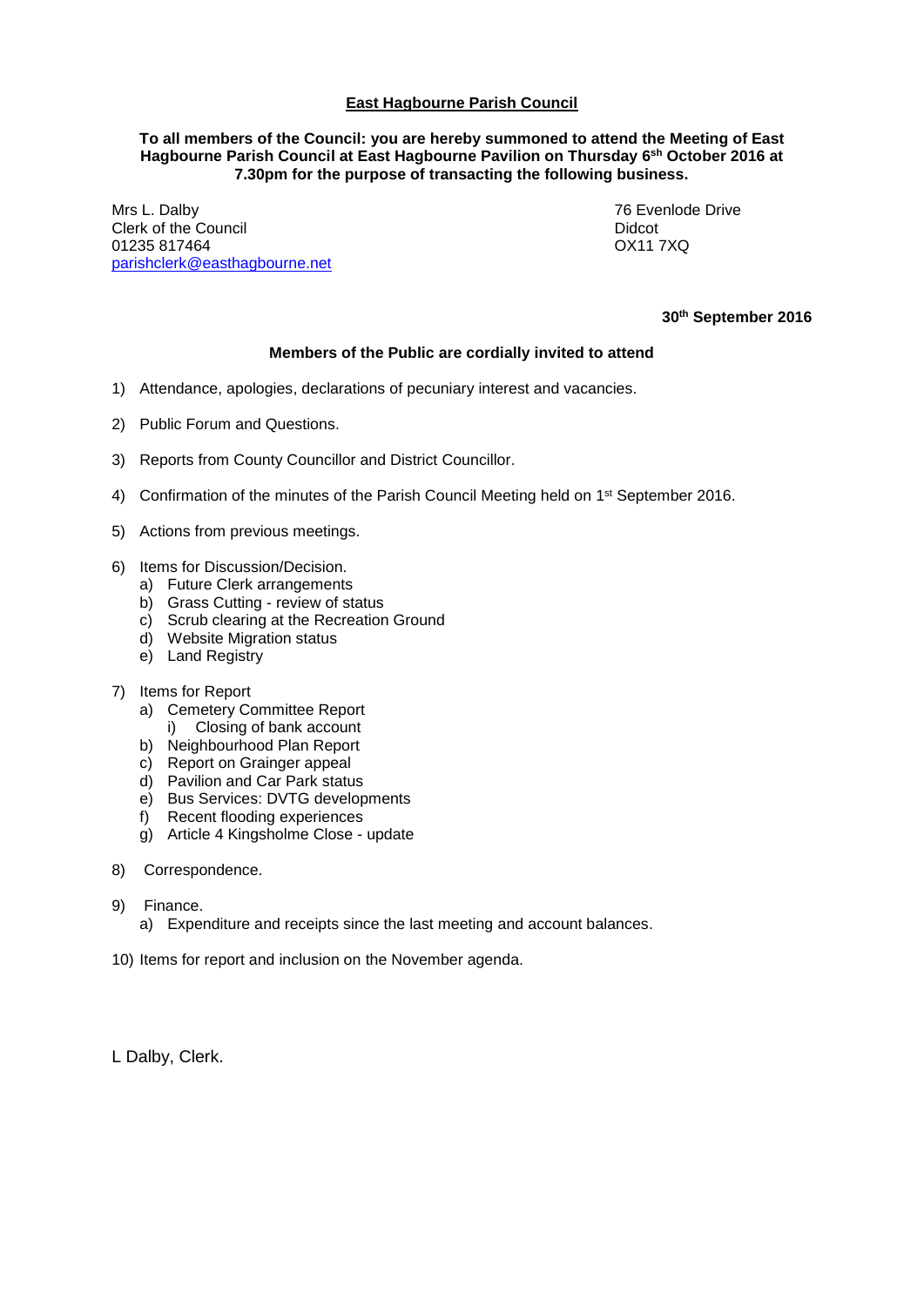# East Hagbourne Parish Council

**To all members of the Council: you are hereby summoned to attend the Meeting of East Hagbourne Parish Council at East Hagbourne Pavilion on Thursday 6sh October 2016 at 7.30pm for the purpose of transacting the following business.**

Mrs L. Dalby
Clerk of the Council
01235 817464
parishclerk@easthagbourne.net

76 Evenlode Drive
Didcot
OX11 7XQ

**30th September 2016**

**Members of the Public are cordially invited to attend**

1) Attendance, apologies, declarations of pecuniary interest and vacancies.

2) Public Forum and Questions.

3) Reports from County Councillor and District Councillor.

4) Confirmation of the minutes of the Parish Council Meeting held on 1st September 2016.

5) Actions from previous meetings.

6) Items for Discussion/Decision.
   a) Future Clerk arrangements
   b) Grass Cutting - review of status
   c) Scrub clearing at the Recreation Ground
   d) Website Migration status
   e) Land Registry

7) Items for Report
   a) Cemetery Committee Report
      i) Closing of bank account
   b) Neighbourhood Plan Report
   c) Report on Grainger appeal
   d) Pavilion and Car Park status
   e) Bus Services: DVTG developments
   f) Recent flooding experiences
   g) Article 4 Kingsholme Close - update

8) Correspondence.

9) Finance.
   a) Expenditure and receipts since the last meeting and account balances.

10) Items for report and inclusion on the November agenda.

L Dalby, Clerk.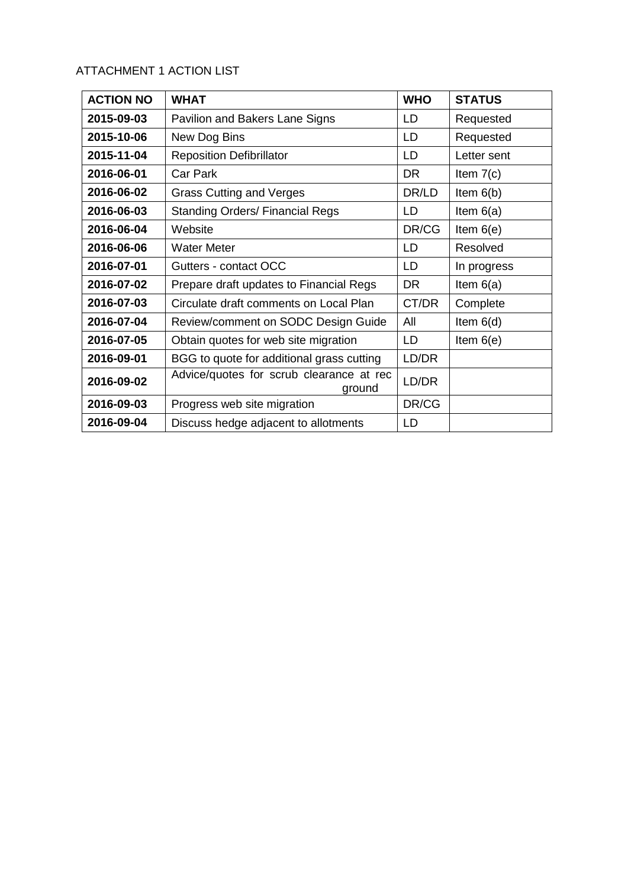ATTACHMENT 1 ACTION LIST

| ACTION NO | WHAT | WHO | STATUS |
|---|---|---|---|
| **2015-09-03** | Pavilion and Bakers Lane Signs | LD | Requested |
| **2015-10-06** | New Dog Bins | LD | Requested |
| **2015-11-04** | Reposition Defibrillator | LD | Letter sent |
| **2016-06-01** | Car Park | DR | Item 7(c) |
| **2016-06-02** | Grass Cutting and Verges | DR/LD | Item 6(b) |
| **2016-06-03** | Standing Orders/ Financial Regs | LD | Item 6(a) |
| **2016-06-04** | Website | DR/CG | Item 6(e) |
| **2016-06-06** | Water Meter | LD | Resolved |
| **2016-07-01** | Gutters - contact OCC | LD | In progress |
| **2016-07-02** | Prepare draft updates to Financial Regs | DR | Item 6(a) |
| **2016-07-03** | Circulate draft comments on Local Plan | CT/DR | Complete |
| **2016-07-04** | Review/comment on SODC Design Guide | All | Item 6(d) |
| **2016-07-05** | Obtain quotes for web site migration | LD | Item 6(e) |
| **2016-09-01** | BGG to quote for additional grass cutting | LD/DR | |
| **2016-09-02** | Advice/quotes for scrub clearance at rec ground | LD/DR | |
| **2016-09-03** | Progress web site migration | DR/CG | |
| **2016-09-04** | Discuss hedge adjacent to allotments | LD | |